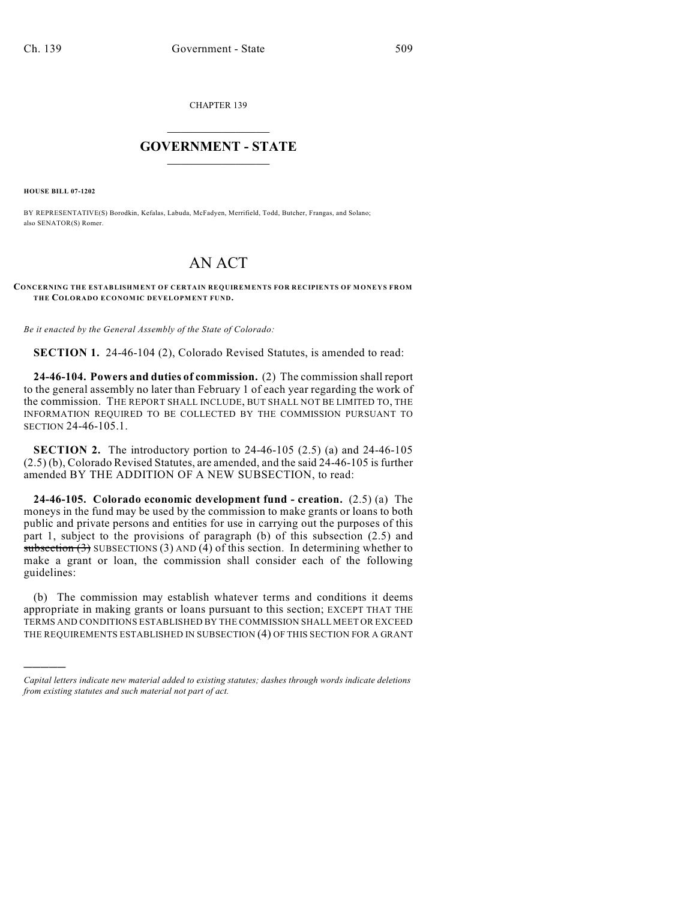CHAPTER 139

# GOVERNMENT - STATE

**HOUSE BILL 07-1202**

BY REPRESENTATIVE(S) Borodkin, Kefalas, Labuda, McFadyen, Merrifield, Todd, Butcher, Frangas, and Solano; also SENATOR(S) Romer.

# AN ACT

**CONCERNING THE ESTABLISHMENT OF CERTAIN REQUIREMENTS FOR RECIPIENTS OF MONEYS FROM THE COLORADO ECONOMIC DEVELOPMENT FUND.**

*Be it enacted by the General Assembly of the State of Colorado:*

**SECTION 1.** 24-46-104 (2), Colorado Revised Statutes, is amended to read:

**24-46-104. Powers and duties of commission.** (2) The commission shall report to the general assembly no later than February 1 of each year regarding the work of the commission. THE REPORT SHALL INCLUDE, BUT SHALL NOT BE LIMITED TO, THE INFORMATION REQUIRED TO BE COLLECTED BY THE COMMISSION PURSUANT TO SECTION 24-46-105.1.

**SECTION 2.** The introductory portion to 24-46-105 (2.5) (a) and 24-46-105 (2.5) (b), Colorado Revised Statutes, are amended, and the said 24-46-105 is further amended BY THE ADDITION OF A NEW SUBSECTION, to read:

**24-46-105. Colorado economic development fund - creation.** (2.5) (a) The moneys in the fund may be used by the commission to make grants or loans to both public and private persons and entities for use in carrying out the purposes of this part 1, subject to the provisions of paragraph (b) of this subsection (2.5) and ~~subsection (3)~~ SUBSECTIONS (3) AND (4) of this section. In determining whether to make a grant or loan, the commission shall consider each of the following guidelines:

(b) The commission may establish whatever terms and conditions it deems appropriate in making grants or loans pursuant to this section; EXCEPT THAT THE TERMS AND CONDITIONS ESTABLISHED BY THE COMMISSION SHALL MEET OR EXCEED THE REQUIREMENTS ESTABLISHED IN SUBSECTION (4) OF THIS SECTION FOR A GRANT

*Capital letters indicate new material added to existing statutes; dashes through words indicate deletions from existing statutes and such material not part of act.*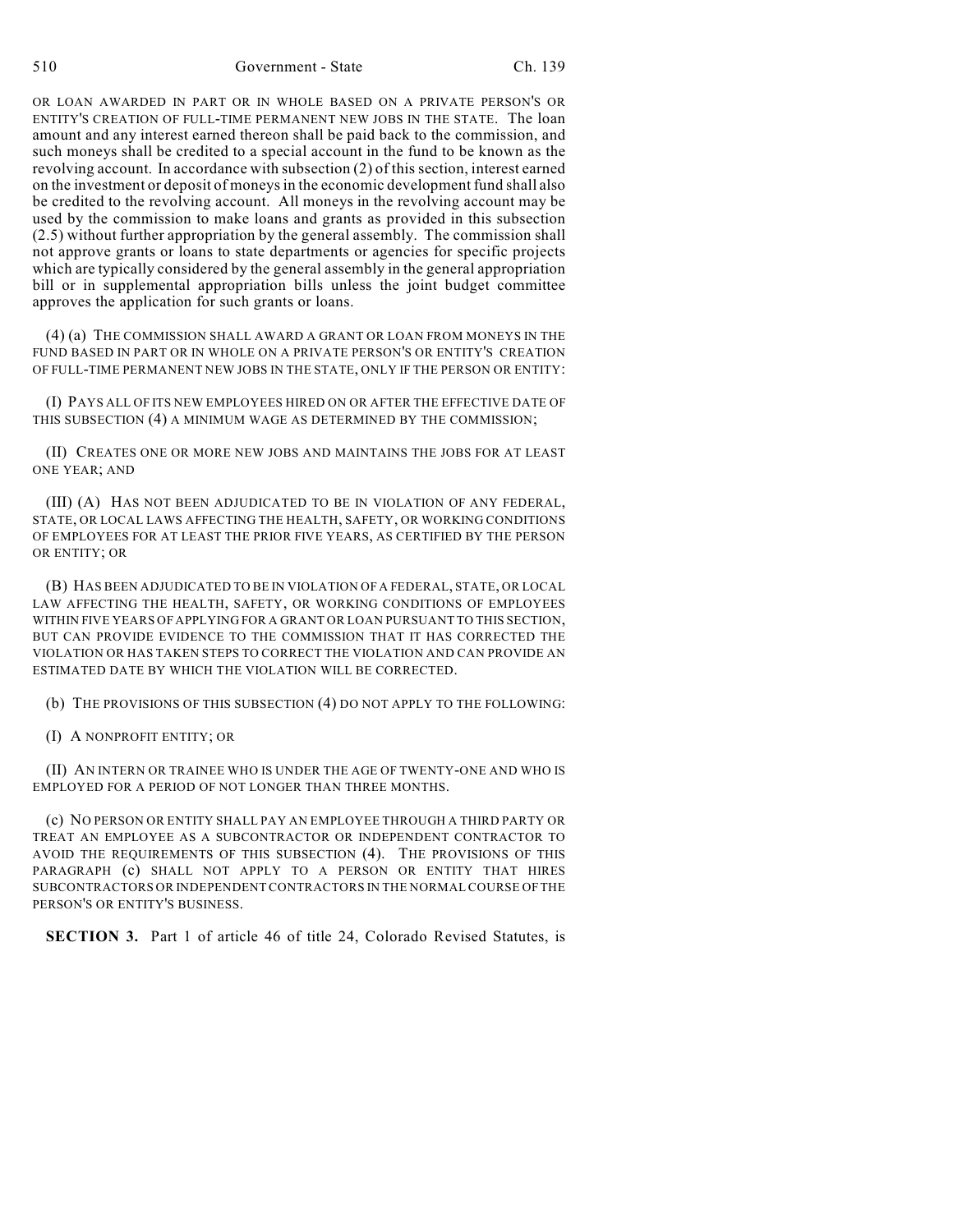OR LOAN AWARDED IN PART OR IN WHOLE BASED ON A PRIVATE PERSON'S OR ENTITY'S CREATION OF FULL-TIME PERMANENT NEW JOBS IN THE STATE. The loan amount and any interest earned thereon shall be paid back to the commission, and such moneys shall be credited to a special account in the fund to be known as the revolving account. In accordance with subsection (2) of this section, interest earned on the investment or deposit of moneys in the economic development fund shall also be credited to the revolving account. All moneys in the revolving account may be used by the commission to make loans and grants as provided in this subsection (2.5) without further appropriation by the general assembly. The commission shall not approve grants or loans to state departments or agencies for specific projects which are typically considered by the general assembly in the general appropriation bill or in supplemental appropriation bills unless the joint budget committee approves the application for such grants or loans.

(4) (a) THE COMMISSION SHALL AWARD A GRANT OR LOAN FROM MONEYS IN THE FUND BASED IN PART OR IN WHOLE ON A PRIVATE PERSON'S OR ENTITY'S CREATION OF FULL-TIME PERMANENT NEW JOBS IN THE STATE, ONLY IF THE PERSON OR ENTITY:

(I) PAYS ALL OF ITS NEW EMPLOYEES HIRED ON OR AFTER THE EFFECTIVE DATE OF THIS SUBSECTION (4) A MINIMUM WAGE AS DETERMINED BY THE COMMISSION;

(II) CREATES ONE OR MORE NEW JOBS AND MAINTAINS THE JOBS FOR AT LEAST ONE YEAR; AND

(III) (A) HAS NOT BEEN ADJUDICATED TO BE IN VIOLATION OF ANY FEDERAL, STATE, OR LOCAL LAWS AFFECTING THE HEALTH, SAFETY, OR WORKING CONDITIONS OF EMPLOYEES FOR AT LEAST THE PRIOR FIVE YEARS, AS CERTIFIED BY THE PERSON OR ENTITY; OR

(B) HAS BEEN ADJUDICATED TO BE IN VIOLATION OF A FEDERAL, STATE, OR LOCAL LAW AFFECTING THE HEALTH, SAFETY, OR WORKING CONDITIONS OF EMPLOYEES WITHIN FIVE YEARS OF APPLYING FOR A GRANT OR LOAN PURSUANT TO THIS SECTION, BUT CAN PROVIDE EVIDENCE TO THE COMMISSION THAT IT HAS CORRECTED THE VIOLATION OR HAS TAKEN STEPS TO CORRECT THE VIOLATION AND CAN PROVIDE AN ESTIMATED DATE BY WHICH THE VIOLATION WILL BE CORRECTED.

(b) THE PROVISIONS OF THIS SUBSECTION (4) DO NOT APPLY TO THE FOLLOWING:

(I) A NONPROFIT ENTITY; OR

(II) AN INTERN OR TRAINEE WHO IS UNDER THE AGE OF TWENTY-ONE AND WHO IS EMPLOYED FOR A PERIOD OF NOT LONGER THAN THREE MONTHS.

(c) NO PERSON OR ENTITY SHALL PAY AN EMPLOYEE THROUGH A THIRD PARTY OR TREAT AN EMPLOYEE AS A SUBCONTRACTOR OR INDEPENDENT CONTRACTOR TO AVOID THE REQUIREMENTS OF THIS SUBSECTION (4). THE PROVISIONS OF THIS PARAGRAPH (c) SHALL NOT APPLY TO A PERSON OR ENTITY THAT HIRES SUBCONTRACTORS OR INDEPENDENT CONTRACTORS IN THE NORMAL COURSE OF THE PERSON'S OR ENTITY'S BUSINESS.

**SECTION 3.** Part 1 of article 46 of title 24, Colorado Revised Statutes, is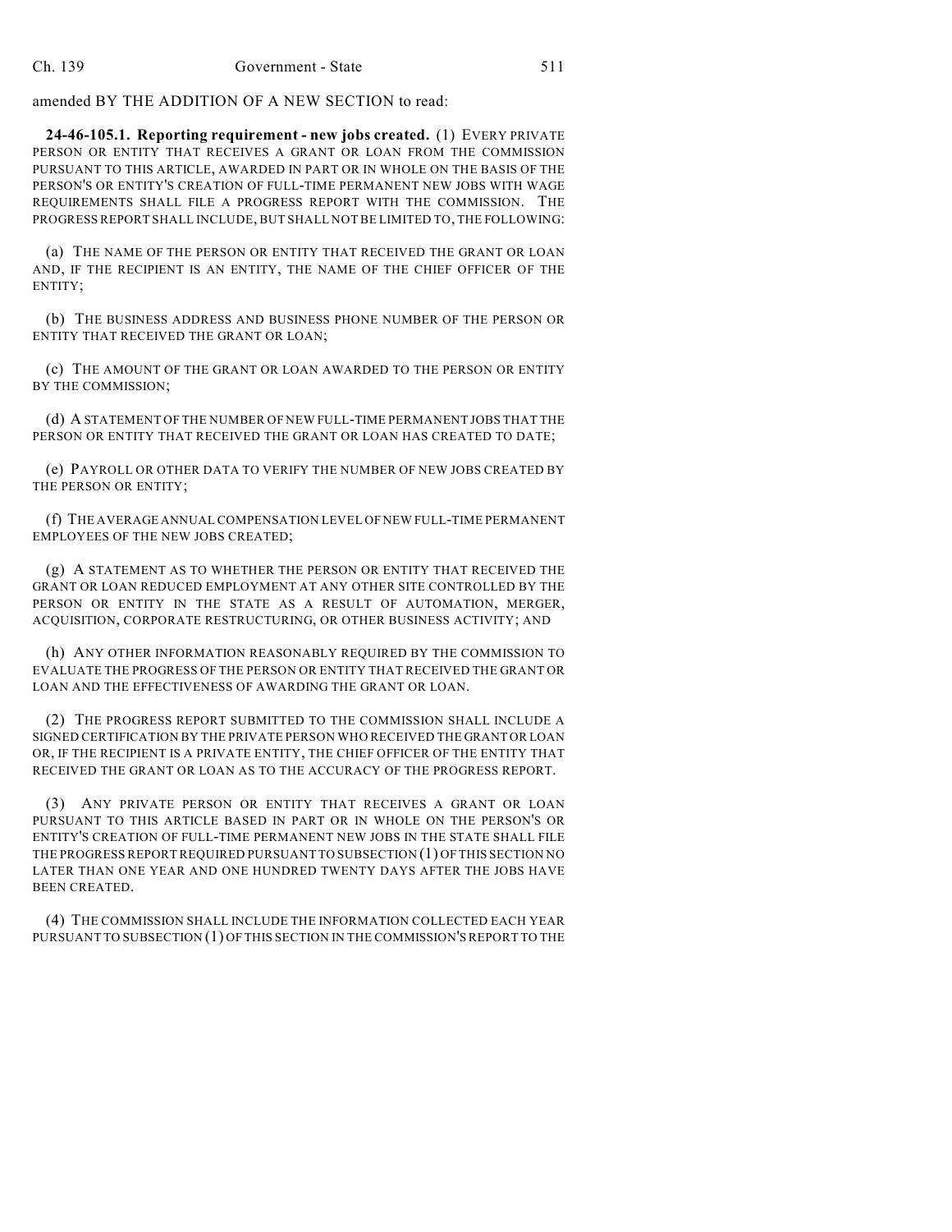amended BY THE ADDITION OF A NEW SECTION to read:

**24-46-105.1. Reporting requirement - new jobs created.** (1) EVERY PRIVATE PERSON OR ENTITY THAT RECEIVES A GRANT OR LOAN FROM THE COMMISSION PURSUANT TO THIS ARTICLE, AWARDED IN PART OR IN WHOLE ON THE BASIS OF THE PERSON'S OR ENTITY'S CREATION OF FULL-TIME PERMANENT NEW JOBS WITH WAGE REQUIREMENTS SHALL FILE A PROGRESS REPORT WITH THE COMMISSION. THE PROGRESS REPORT SHALL INCLUDE, BUT SHALL NOT BE LIMITED TO, THE FOLLOWING:

(a) THE NAME OF THE PERSON OR ENTITY THAT RECEIVED THE GRANT OR LOAN AND, IF THE RECIPIENT IS AN ENTITY, THE NAME OF THE CHIEF OFFICER OF THE ENTITY;

(b) THE BUSINESS ADDRESS AND BUSINESS PHONE NUMBER OF THE PERSON OR ENTITY THAT RECEIVED THE GRANT OR LOAN;

(c) THE AMOUNT OF THE GRANT OR LOAN AWARDED TO THE PERSON OR ENTITY BY THE COMMISSION;

(d) A STATEMENT OF THE NUMBER OF NEW FULL-TIME PERMANENT JOBS THAT THE PERSON OR ENTITY THAT RECEIVED THE GRANT OR LOAN HAS CREATED TO DATE;

(e) PAYROLL OR OTHER DATA TO VERIFY THE NUMBER OF NEW JOBS CREATED BY THE PERSON OR ENTITY;

(f) THE AVERAGE ANNUAL COMPENSATION LEVEL OF NEW FULL-TIME PERMANENT EMPLOYEES OF THE NEW JOBS CREATED;

(g) A STATEMENT AS TO WHETHER THE PERSON OR ENTITY THAT RECEIVED THE GRANT OR LOAN REDUCED EMPLOYMENT AT ANY OTHER SITE CONTROLLED BY THE PERSON OR ENTITY IN THE STATE AS A RESULT OF AUTOMATION, MERGER, ACQUISITION, CORPORATE RESTRUCTURING, OR OTHER BUSINESS ACTIVITY; AND

(h) ANY OTHER INFORMATION REASONABLY REQUIRED BY THE COMMISSION TO EVALUATE THE PROGRESS OF THE PERSON OR ENTITY THAT RECEIVED THE GRANT OR LOAN AND THE EFFECTIVENESS OF AWARDING THE GRANT OR LOAN.

(2) THE PROGRESS REPORT SUBMITTED TO THE COMMISSION SHALL INCLUDE A SIGNED CERTIFICATION BY THE PRIVATE PERSON WHO RECEIVED THE GRANT OR LOAN OR, IF THE RECIPIENT IS A PRIVATE ENTITY, THE CHIEF OFFICER OF THE ENTITY THAT RECEIVED THE GRANT OR LOAN AS TO THE ACCURACY OF THE PROGRESS REPORT.

(3) ANY PRIVATE PERSON OR ENTITY THAT RECEIVES A GRANT OR LOAN PURSUANT TO THIS ARTICLE BASED IN PART OR IN WHOLE ON THE PERSON'S OR ENTITY'S CREATION OF FULL-TIME PERMANENT NEW JOBS IN THE STATE SHALL FILE THE PROGRESS REPORT REQUIRED PURSUANT TO SUBSECTION (1) OF THIS SECTION NO LATER THAN ONE YEAR AND ONE HUNDRED TWENTY DAYS AFTER THE JOBS HAVE BEEN CREATED.

(4) THE COMMISSION SHALL INCLUDE THE INFORMATION COLLECTED EACH YEAR PURSUANT TO SUBSECTION (1) OF THIS SECTION IN THE COMMISSION'S REPORT TO THE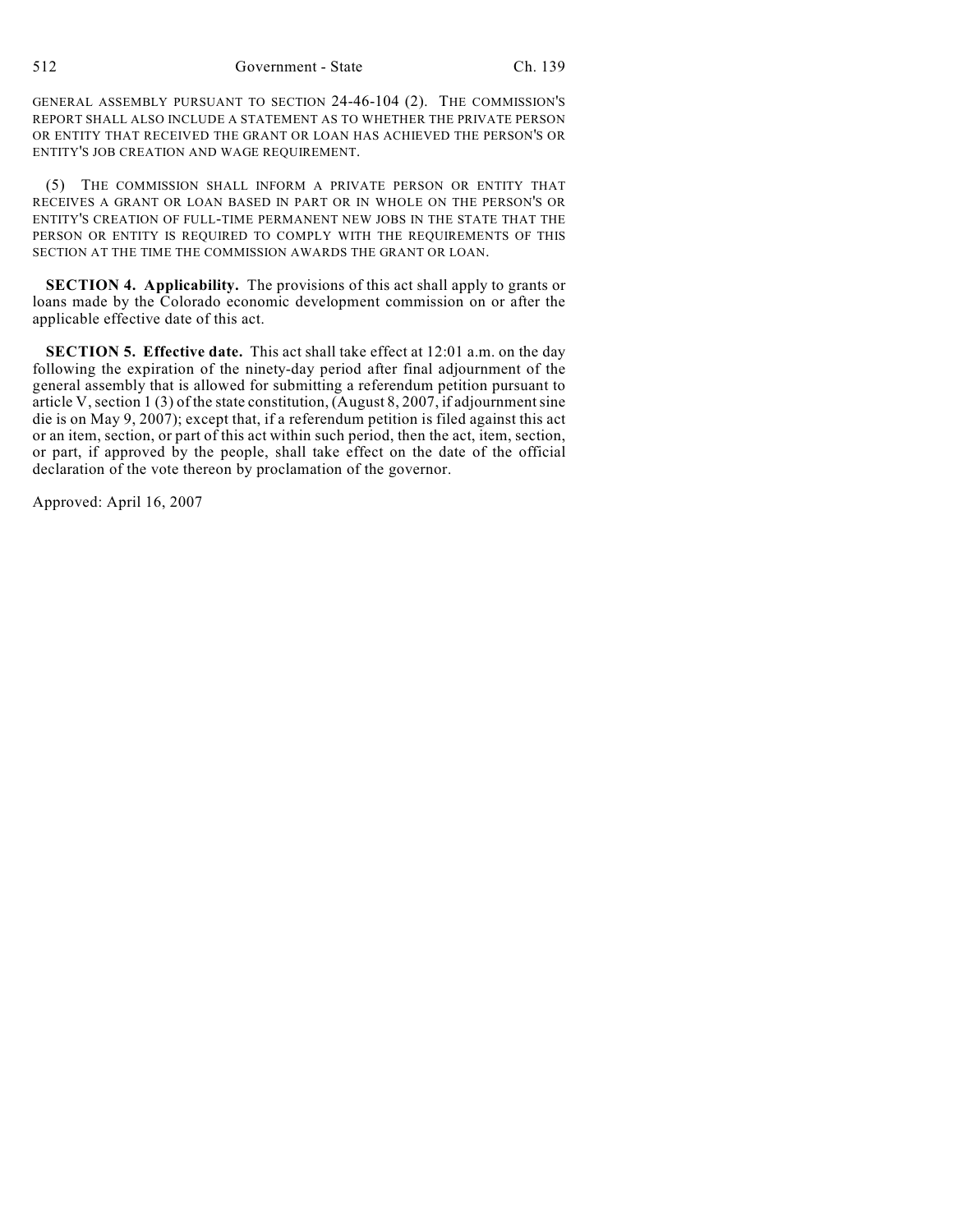GENERAL ASSEMBLY PURSUANT TO SECTION 24-46-104 (2). THE COMMISSION'S REPORT SHALL ALSO INCLUDE A STATEMENT AS TO WHETHER THE PRIVATE PERSON OR ENTITY THAT RECEIVED THE GRANT OR LOAN HAS ACHIEVED THE PERSON'S OR ENTITY'S JOB CREATION AND WAGE REQUIREMENT.

(5) THE COMMISSION SHALL INFORM A PRIVATE PERSON OR ENTITY THAT RECEIVES A GRANT OR LOAN BASED IN PART OR IN WHOLE ON THE PERSON'S OR ENTITY'S CREATION OF FULL-TIME PERMANENT NEW JOBS IN THE STATE THAT THE PERSON OR ENTITY IS REQUIRED TO COMPLY WITH THE REQUIREMENTS OF THIS SECTION AT THE TIME THE COMMISSION AWARDS THE GRANT OR LOAN.

**SECTION 4. Applicability.** The provisions of this act shall apply to grants or loans made by the Colorado economic development commission on or after the applicable effective date of this act.

**SECTION 5. Effective date.** This act shall take effect at 12:01 a.m. on the day following the expiration of the ninety-day period after final adjournment of the general assembly that is allowed for submitting a referendum petition pursuant to article V, section 1 (3) of the state constitution, (August 8, 2007, if adjournment sine die is on May 9, 2007); except that, if a referendum petition is filed against this act or an item, section, or part of this act within such period, then the act, item, section, or part, if approved by the people, shall take effect on the date of the official declaration of the vote thereon by proclamation of the governor.

Approved: April 16, 2007